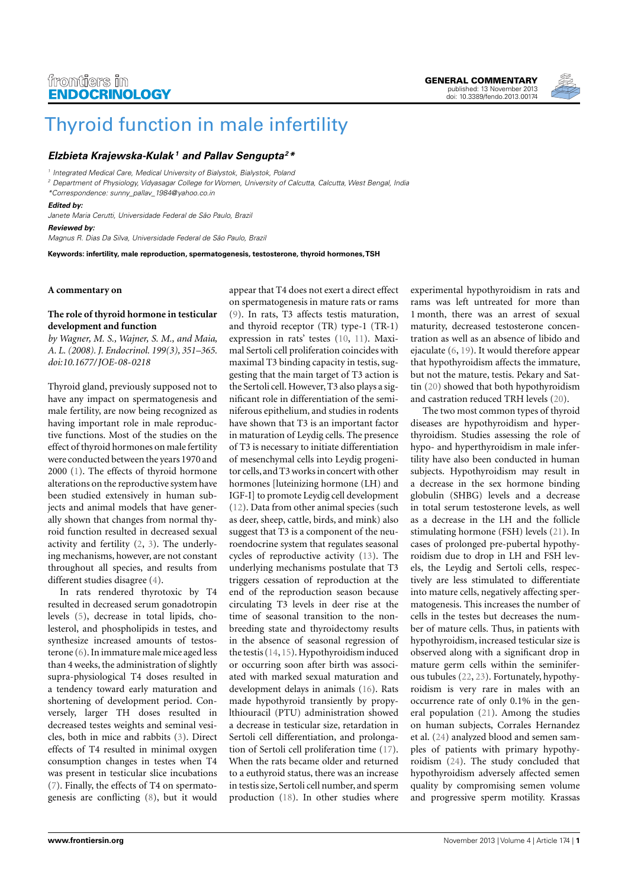GENERAL COMMENTARY
published: 13 November 2013
doi: 10.3389/fendo.2013.00174

# Thyroid function in male infertility

**Elzbieta Krajewska-Kulak[1] and Pallav Sengupta[2]***

[1] Integrated Medical Care, Medical University of Bialystok, Bialystok, Poland
[2] Department of Physiology, Vidyasagar College for Women, University of Calcutta, Calcutta, West Bengal, India
*Correspondence: sunny_pallav_1984@yahoo.co.in

***Edited by:***
*Janete Maria Cerutti, Universidade Federal de São Paulo, Brazil*

***Reviewed by:***
*Magnus R. Dias Da Silva, Universidade Federal de São Paulo, Brazil*

**Keywords: infertility, male reproduction, spermatogenesis, testosterone, thyroid hormones, TSH**

**A commentary on**

**The role of thyroid hormone in testicular development and function**

*by Wagner, M. S., Wajner, S. M., and Maia, A. L. (2008). J. Endocrinol. 199(3), 351–365. doi:10.1677/JOE-08-0218*

Thyroid gland, previously supposed not to have any impact on spermatogenesis and male fertility, are now being recognized as having important role in male reproductive functions. Most of the studies on the effect of thyroid hormones on male fertility were conducted between the years 1970 and 2000 (1). The effects of thyroid hormone alterations on the reproductive system have been studied extensively in human subjects and animal models that have generally shown that changes from normal thyroid function resulted in decreased sexual activity and fertility (2, 3). The underlying mechanisms, however, are not constant throughout all species, and results from different studies disagree (4).

In rats rendered thyrotoxic by T4 resulted in decreased serum gonadotropin levels (5), decrease in total lipids, cholesterol, and phospholipids in testes, and synthesize increased amounts of testosterone (6). In immature male mice aged less than 4 weeks, the administration of slightly supra-physiological T4 doses resulted in a tendency toward early maturation and shortening of development period. Conversely, larger TH doses resulted in decreased testes weights and seminal vesicles, both in mice and rabbits (3). Direct effects of T4 resulted in minimal oxygen consumption changes in testes when T4 was present in testicular slice incubations (7). Finally, the effects of T4 on spermatogenesis are conflicting (8), but it would appear that T4 does not exert a direct effect on spermatogenesis in mature rats or rams (9). In rats, T3 affects testis maturation, and thyroid receptor (TR) type-1 (TR-1) expression in rats' testes (10, 11). Maximal Sertoli cell proliferation coincides with maximal T3 binding capacity in testis, suggesting that the main target of T3 action is the Sertoli cell. However, T3 also plays a significant role in differentiation of the seminiferous epithelium, and studies in rodents have shown that T3 is an important factor in maturation of Leydig cells. The presence of T3 is necessary to initiate differentiation of mesenchymal cells into Leydig progenitor cells, and T3 works in concert with other hormones [luteinizing hormone (LH) and IGF-I] to promote Leydig cell development (12). Data from other animal species (such as deer, sheep, cattle, birds, and mink) also suggest that T3 is a component of the neuroendocrine system that regulates seasonal cycles of reproductive activity (13). The underlying mechanisms postulate that T3 triggers cessation of reproduction at the end of the reproduction season because circulating T3 levels in deer rise at the time of seasonal transition to the non-breeding state and thyroidectomy results in the absence of seasonal regression of the testis (14, 15). Hypothyroidism induced or occurring soon after birth was associated with marked sexual maturation and development delays in animals (16). Rats made hypothyroid transiently by propylthiouracil (PTU) administration showed a decrease in testicular size, retardation in Sertoli cell differentiation, and prolongation of Sertoli cell proliferation time (17). When the rats became older and returned to a euthyroid status, there was an increase in testis size, Sertoli cell number, and sperm production (18). In other studies where experimental hypothyroidism in rats and rams was left untreated for more than 1 month, there was an arrest of sexual maturity, decreased testosterone concentration as well as an absence of libido and ejaculate (6, 19). It would therefore appear that hypothyroidism affects the immature, but not the mature, testis. Pekary and Sattin (20) showed that both hypothyroidism and castration reduced TRH levels (20).

The two most common types of thyroid diseases are hypothyroidism and hyperthyroidism. Studies assessing the role of hypo- and hyperthyroidism in male infertility have also been conducted in human subjects. Hypothyroidism may result in a decrease in the sex hormone binding globulin (SHBG) levels and a decrease in total serum testosterone levels, as well as a decrease in the LH and the follicle stimulating hormone (FSH) levels (21). In cases of prolonged pre-pubertal hypothyroidism due to drop in LH and FSH levels, the Leydig and Sertoli cells, respectively are less stimulated to differentiate into mature cells, negatively affecting spermatogenesis. This increases the number of cells in the testes but decreases the number of mature cells. Thus, in patients with hypothyroidism, increased testicular size is observed along with a significant drop in mature germ cells within the seminiferous tubules (22, 23). Fortunately, hypothyroidism is very rare in males with an occurrence rate of only 0.1% in the general population (21). Among the studies on human subjects, Corrales Hernandez et al. (24) analyzed blood and semen samples of patients with primary hypothyroidism (24). The study concluded that hypothyroidism adversely affected semen quality by compromising semen volume and progressive sperm motility. Krassas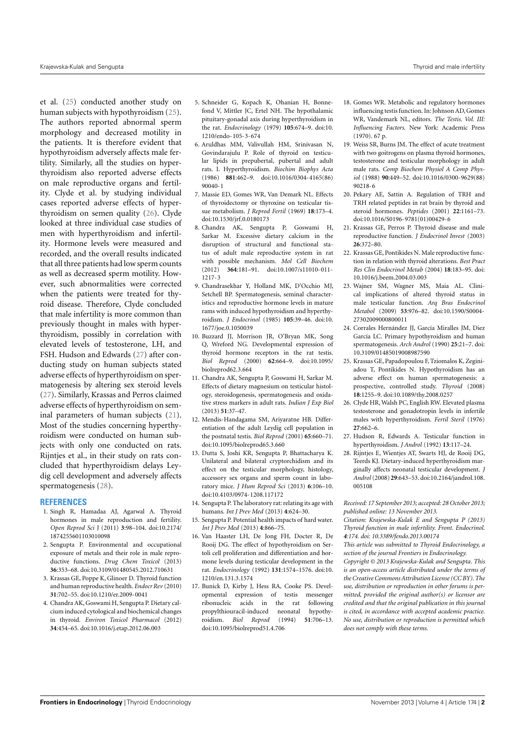et al. (25) conducted another study on human subjects with hypothyroidism (25). The authors reported abnormal sperm morphology and decreased motility in the patients. It is therefore evident that hypothyroidism adversely affects male fertility. Similarly, all the studies on hyperthyroidism also reported adverse effects on male reproductive organs and fertility. Clyde et al. by studying individual cases reported adverse effects of hyperthyroidism on semen quality (26). Clyde looked at three individual case studies of men with hyperthyroidism and infertility. Hormone levels were measured and recorded, and the overall results indicated that all three patients had low sperm counts as well as decreased sperm motility. However, such abnormalities were corrected when the patients were treated for thyroid disease. Therefore, Clyde concluded that male infertility is more common than previously thought in males with hyperthyroidism, possibly in correlation with elevated levels of testosterone, LH, and FSH. Hudson and Edwards (27) after conducting study on human subjects stated adverse effects of hyperthyroidism on spermatogenesis by altering sex steroid levels (27). Similarly, Krassas and Perros claimed adverse effects of hyperthyroidism on seminal parameters of human subjects (21). Most of the studies concerning hyperthyroidism were conducted on human subjects with only one conducted on rats. Rijntjes et al., in their study on rats concluded that hyperthyroidism delays Leydig cell development and adversely affects spermatogenesis (28).

## REFERENCES

1. Singh R, Hamadaa AJ, Agarwal A. Thyroid hormones in male reproduction and fertility. *Open Reprod Sci* J (2011) **3**:98–104. doi:10.2174/1874255601103010098
2. Sengupta P. Environmental and occupational exposure of metals and their role in male reproductive functions. *Drug Chem Toxicol* (2013) **36**:353–68. doi:10.3109/01480545.2012.710631
3. Krassas GE, Poppe K, Glinoer D. Thyroid function and human reproductive health. *Endocr Rev* (2010) **31**:702–55. doi:10.1210/er.2009-0041
4. Chandra AK, Goswami H, Sengupta P. Dietary calcium induced cytological and biochemical changes in thyroid. *Environ Toxicol Pharmacol* (2012) **34**:454–65. doi:10.1016/j.etap.2012.06.003
5. Schneider G, Kopach K, Ohanian H, Bonnefond V, Mittler JC, Ertel NH. The hypothalamic pituitary-gonadal axis during hyperthyroidism in the rat. *Endocrinology* (1979) **105**:674–9. doi:10.1210/endo-105-3-674
6. Aruldhas MM, Valivullah HM, Srinivasan N, Govindarajulu P. Role of thyroid on testicular lipids in prepubertal, pubertal and adult rats. I. Hyperthyroidism. *Biochim Biophys Acta* (1986) **881**:462–9. doi:10.1016/0304-4165(86)90040-1
7. Massie ED, Gomes WR, Van Demark NL. Effects of thyroidectomy or thyroxine on testicular tissue metabolism. *J Reprod Fertil* (1969) **18**:173–4. doi:10.1530/jrf.0.0180173
8. Chandra AK, Sengupta P, Goswami H, Sarkar M. Excessive dietary calcium in the disruption of structural and functional status of adult male reproductive system in rat with possible mechanism. *Mol Cell Biochem* (2012) **364**:181–91. doi:10.1007/s11010-011-1217-3
9. Chandrasekhar Y, Holland MK, D'Occhio MJ, Setchell BP. Spermatogenesis, seminal characteristics and reproductive hormone levels in mature rams with induced hypothyroidism and hyperthyroidism. *J Endocrinol* (1985) **105**:39–46. doi:10.1677/joe.0.1050039
10. Buzzard JJ, Morrison JR, O'Bryan MK, Song Q, Wreford NG. Developmental expression of thyroid hormone receptors in the rat testis. *Biol Reprod* (2000) **62**:664–9. doi:10.1095/biolreprod62.3.664
11. Chandra AK, Sengupta P, Goswami H, Sarkar M. Effects of dietary magnesium on testicular histology, steroidogenesis, spermatogenesis and oxidative stress markers in adult rats. *Indian J Exp Biol* (2013) **51**:37–47.
12. Mendis-Handagama SM, Ariyaratne HB. Differentiation of the adult Leydig cell population in the postnatal testis. *Biol Reprod* (2001) **65**:660–71. doi:10.1095/biolreprod65.3.660
13. Dutta S, Joshi KR, Sengupta P, Bhattacharya K. Unilateral and bilateral cryptorchidism and its effect on the testicular morphology, histology, accessory sex organs and sperm count in laboratory mice. *J Hum Reprod Sci* (2013) **6**:106–10. doi:10.4103/0974-1208.117172
14. Sengupta P. The laboratory rat: relating its age with humans. *Int J Prev Med* (2013) **4**:624–30.
15. Sengupta P. Potential health impacts of hard water. *Int J Prev Med* (2013) **4**:866–75.
16. Van Haaster LH, De Jong FH, Docter R, De Rooij DG. The effect of hypothyroidism on Sertoli cell proliferation and differentiation and hormone levels during testicular development in the rat. *Endocrinology* (1992) **131**:1574–1576. doi:10.1210/en.131.3.1574
17. Bunick D, Kirby J, Hess RA, Cooke PS. Developmental expression of testis messenger ribonucleic acids in the rat following propylthiouracil-induced neonatal hypothyroidism. *Biol Reprod* (1994) **51**:706–13. doi:10.1095/biolreprod51.4.706
18. Gomes WR. Metabolic and regulatory hormones influencing testis function. In: Johnson AD, Gomes WR, Vandemark NL, editors. *The Testis. Vol. III: Influencing Factors*. New York: Academic Press (1970). 67 p.
19. Weiss SR, Burns JM. The effect of acute treatment with two goitrogens on plasma thyroid hormones, testosterone and testicular morphology in adult male rats. *Comp Biochem Physiol A Comp Physiol* (1988) **90**:449–52. doi:10.1016/0300-9629(88)90218-6
20. Pekary AE, Sattin A. Regulation of TRH and TRH related peptides in rat brain by thyroid and steroid hormones. *Peptides* (2001) **22**:1161–73. doi:10.1016/S0196-9781(01)00429-6
21. Krassas GE, Perros P. Thyroid disease and male reproductive function. *J Endocrinol Invest* (2003) **26**:372–80.
22. Krassas GE, Pontikides N. Male reproductive function in relation with thyroid alterations. *Best Pract Res Clin Endocrinol Metab* (2004) **18**:183–95. doi:10.1016/j.beem.2004.03.003
23. Wajner SM, Wagner MS, Maia AL. Clinical implications of altered thyroid status in male testicular function. *Arq Bras Endocrinol Metabol* (2009) **53**:976–82. doi:10.1590/S0004-27302009000800011
24. Corrales Hernández JJ, García Miralles JM, Diez García LC. Primary hypothyroidism and human spermatogenesis. *Arch Androl* (1990) **25**:21–7. doi:10.3109/01485019008987590
25. Krassas GE, Papadopoulou F, Tziomalos K, Zeginiadou T, Pontikides N. Hypothyroidism has an adverse effect on human spermatogenesis: a prospective, controlled study. *Thyroid* (2008) **18**:1255–9. doi:10.1089/thy.2008.0257
26. Clyde HR, Walsh PC, English RW. Elevated plasma testosterone and gonadotropin levels in infertile males with hyperthyroidism. *Fertil Steril* (1976) **27**:662–6.
27. Hudson R, Edwards A. Testicular function in hyperthyroidism. *J Androl* (1992) **13**:117–24.
28. Rijntjes E, Wientjes AT, Swarts HJ, de Rooij DG, Teerds KJ. Dietary-induced hyperthyroidism marginally affects neonatal testicular development. *J Androl* (2008) **29**:643–53. doi:10.2164/jandrol.108.005108

*Received: 17 September 2013; accepted: 28 October 2013; published online: 13 November 2013.*

*Citation: Krajewska-Kulak E and Sengupta P (2013) Thyroid function in male infertility. Front. Endocrinol. 4:174. doi: 10.3389/fendo.2013.00174*

*This article was submitted to Thyroid Endocrinology, a section of the journal Frontiers in Endocrinology.*

*Copyright © 2013 Krajewska-Kulak and Sengupta. This is an open-access article distributed under the terms of the Creative Commons Attribution License (CC BY). The use, distribution or reproduction in other forums is permitted, provided the original author(s) or licensor are credited and that the original publication in this journal is cited, in accordance with accepted academic practice. No use, distribution or reproduction is permitted which does not comply with these terms.*